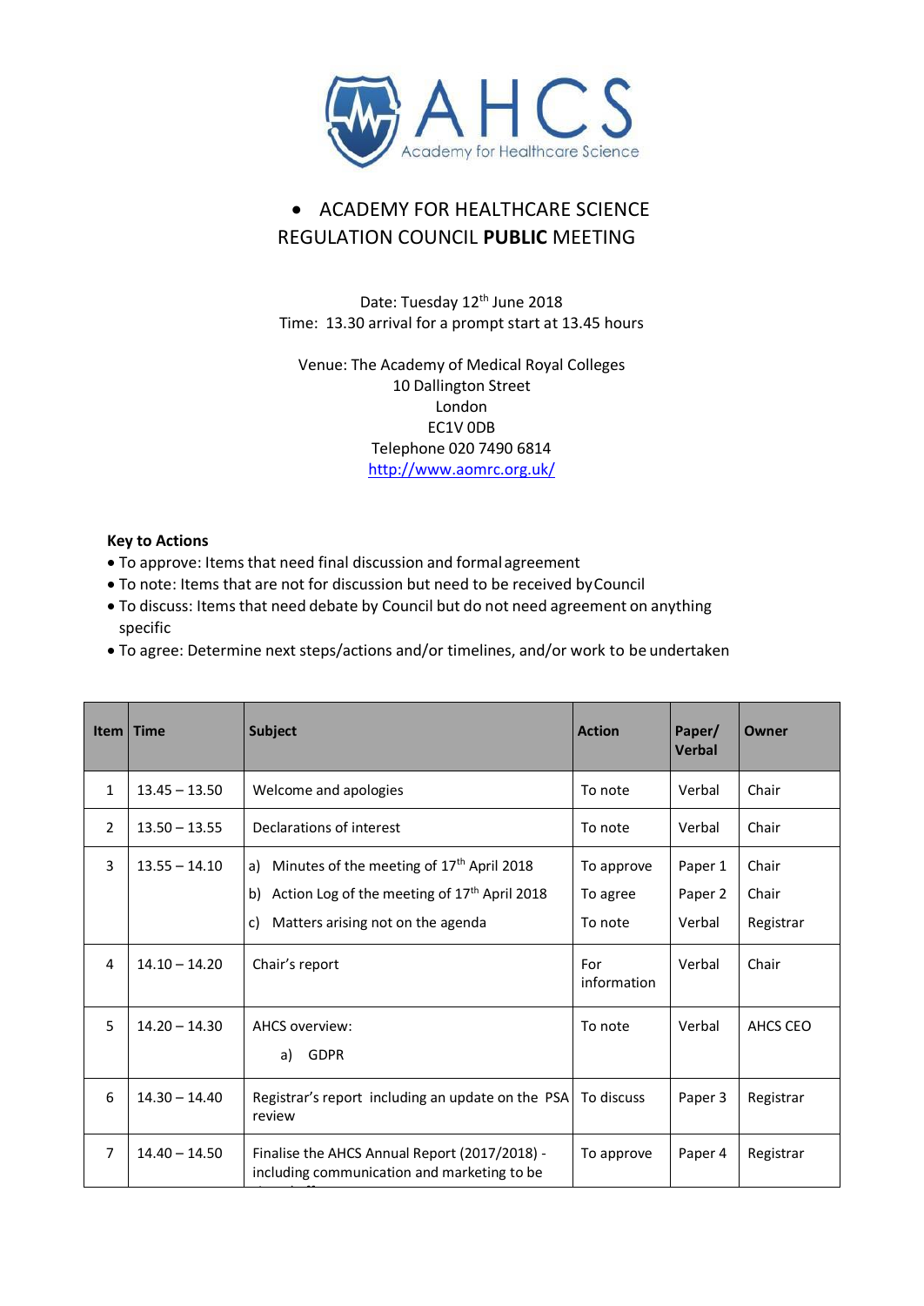# ACADEMY FOR HEALTHCARE SCIENCE REGULATION COUNCIL **PUBLIC** MEETING

Date: Tuesday 12th June 2018
Time: 13.30 arrival for a prompt start at 13.45 hours

Venue: The Academy of Medical Royal Colleges
10 Dallington Street
London
EC1V 0DB
Telephone 020 7490 6814
http://www.aomrc.org.uk/

**Key to Actions**

- To approve: Items that need final discussion and formal agreement
- To note: Items that are not for discussion but need to be received by Council
- To discuss: Items that need debate by Council but do not need agreement on anything specific
- To agree: Determine next steps/actions and/or timelines, and/or work to be undertaken

| Item | Time | Subject | Action | Paper/ Verbal | Owner |
|---|---|---|---|---|---|
| 1 | 13.45 – 13.50 | Welcome and apologies | To note | Verbal | Chair |
| 2 | 13.50 – 13.55 | Declarations of interest | To note | Verbal | Chair |
| 3 | 13.55 – 14.10 | a) Minutes of the meeting of 17th April 2018<br>b) Action Log of the meeting of 17th April 2018<br>c) Matters arising not on the agenda | To approve<br>To agree<br>To note | Paper 1<br>Paper 2<br>Verbal | Chair<br>Chair<br>Registrar |
| 4 | 14.10 – 14.20 | Chair's report | For information | Verbal | Chair |
| 5 | 14.20 – 14.30 | AHCS overview:<br>a) GDPR | To note | Verbal | AHCS CEO |
| 6 | 14.30 – 14.40 | Registrar's report including an update on the PSA review | To discuss | Paper 3 | Registrar |
| 7 | 14.40 – 14.50 | Finalise the AHCS Annual Report (2017/2018) - including communication and marketing to be | To approve | Paper 4 | Registrar |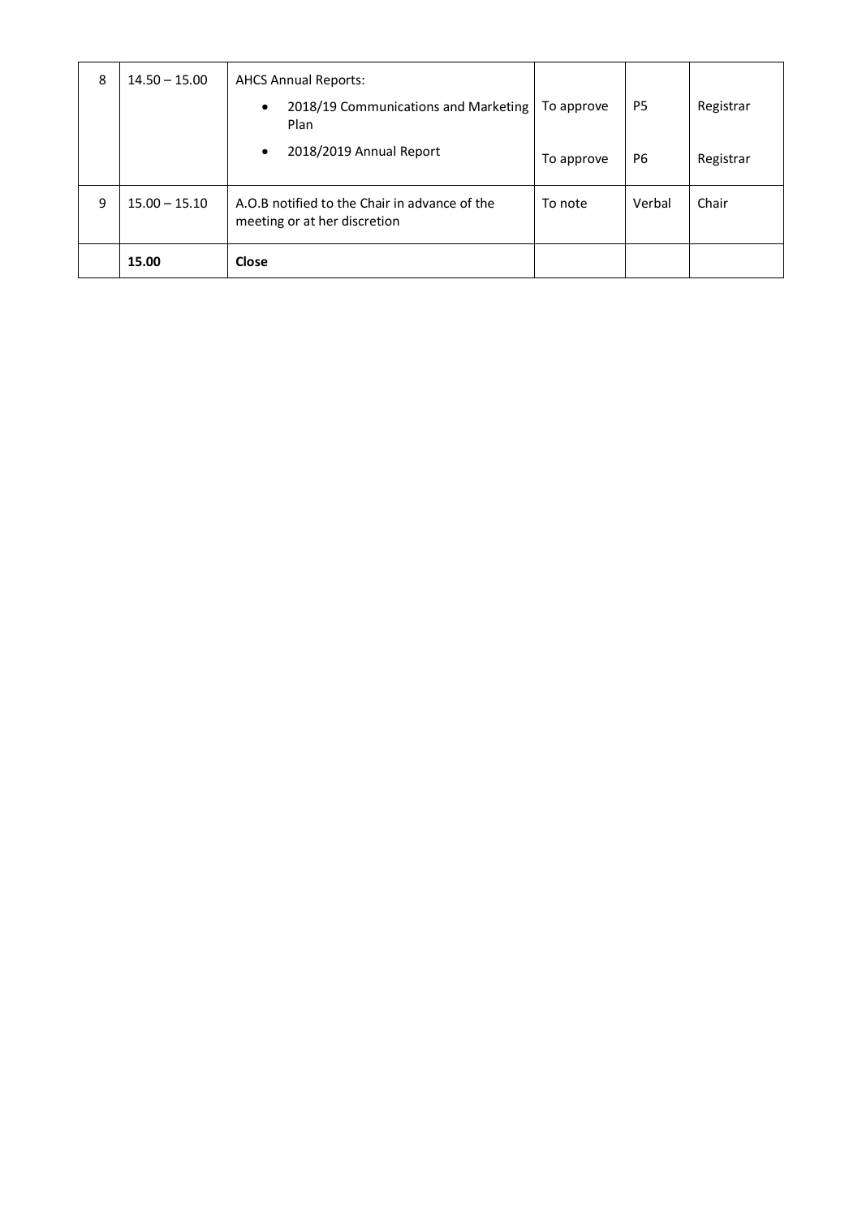| | | | | | |
|---|---|---|---|---|---|
| 8 | 14.50 – 15.00 | AHCS Annual Reports:<br>• 2018/19 Communications and Marketing Plan<br>• 2018/2019 Annual Report | To approve<br><br>To approve | P5<br><br>P6 | Registrar<br><br>Registrar |
| 9 | 15.00 – 15.10 | A.O.B notified to the Chair in advance of the meeting or at her discretion | To note | Verbal | Chair |
| | **15.00** | **Close** | | | |